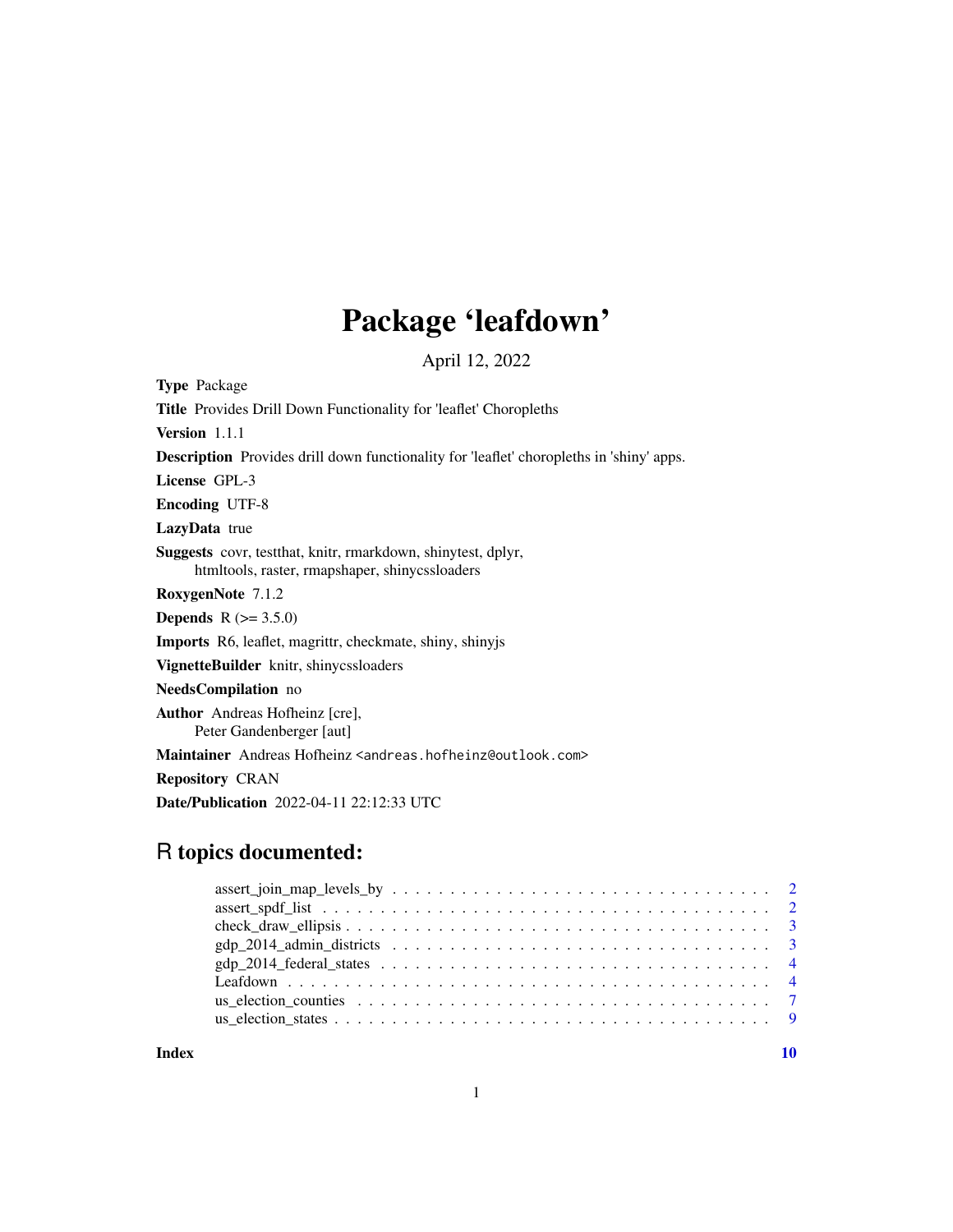# Package 'leafdown'

April 12, 2022

**Type** Package

**Title** Provides Drill Down Functionality for 'leaflet' Choropleths

**Version** 1.1.1

**Description** Provides drill down functionality for 'leaflet' choropleths in 'shiny' apps.

**License** GPL-3

**Encoding** UTF-8

**LazyData** true

**Suggests** covr, testthat, knitr, rmarkdown, shinytest, dplyr, htmltools, raster, rmapshaper, shinycssloaders

**RoxygenNote** 7.1.2

**Depends** R (>= 3.5.0)

**Imports** R6, leaflet, magrittr, checkmate, shiny, shinyjs

**VignetteBuilder** knitr, shinycssloaders

**NeedsCompilation** no

**Author** Andreas Hofheinz [cre], Peter Gandenberger [aut]

**Maintainer** Andreas Hofheinz <andreas.hofheinz@outlook.com>

**Repository** CRAN

**Date/Publication** 2022-04-11 22:12:33 UTC

## R topics documented:

- assert_join_map_levels_by . . . . . . . . . . 2
- assert_spdf_list . . . . . . . . . . 2
- check_draw_ellipsis . . . . . . . . . . 3
- gdp_2014_admin_districts . . . . . . . . . . 3
- gdp_2014_federal_states . . . . . . . . . . 4
- Leafdown . . . . . . . . . . 4
- us_election_counties . . . . . . . . . . 7
- us_election_states . . . . . . . . . . 9

**Index** 10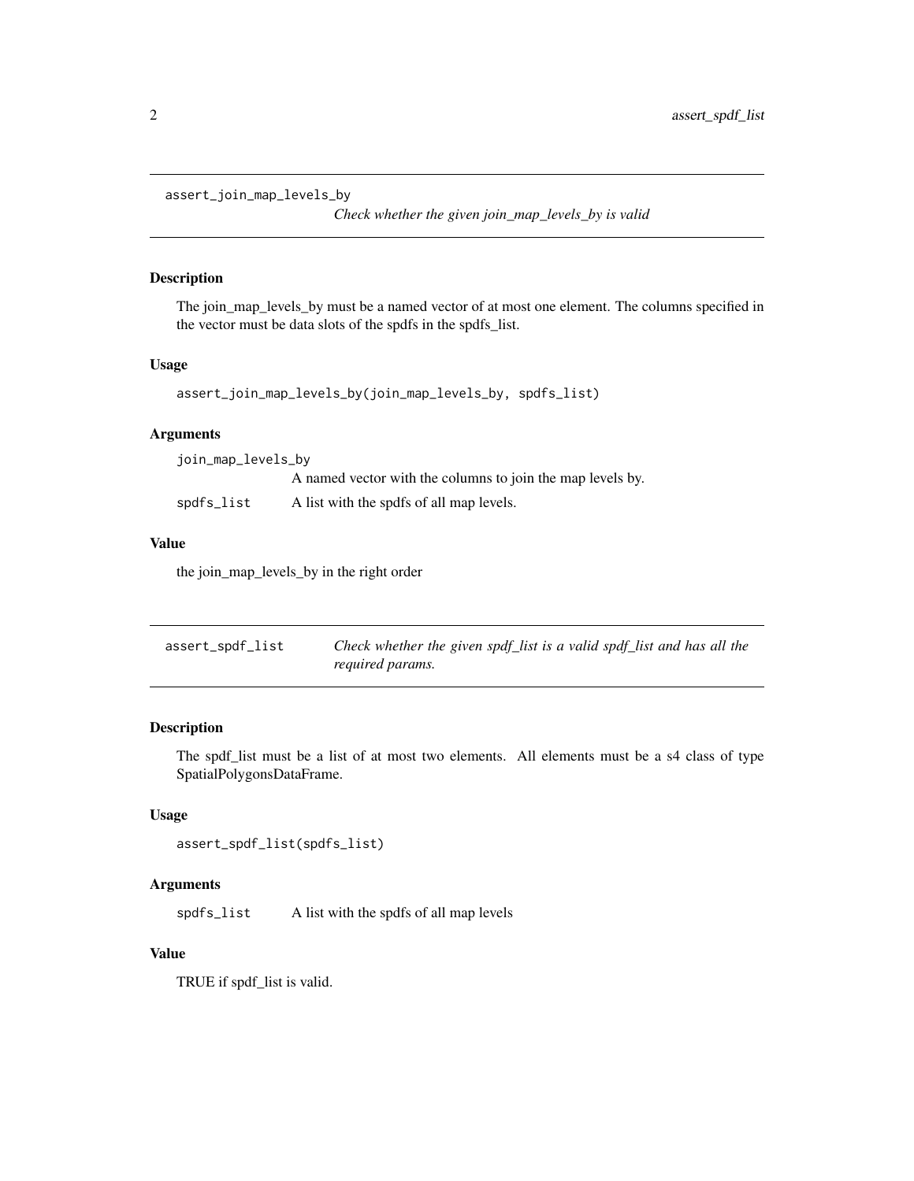## assert_join_map_levels_by

*Check whether the given join_map_levels_by is valid*

### Description

The join_map_levels_by must be a named vector of at most one element. The columns specified in the vector must be data slots of the spdfs in the spdfs_list.

### Usage

```
assert_join_map_levels_by(join_map_levels_by, spdfs_list)
```

### Arguments

| | |
|---|---|
| `join_map_levels_by` | A named vector with the columns to join the map levels by. |
| `spdfs_list` | A list with the spdfs of all map levels. |

### Value

the join_map_levels_by in the right order

## assert_spdf_list

*Check whether the given spdf_list is a valid spdf_list and has all the required params.*

### Description

The spdf_list must be a list of at most two elements. All elements must be a s4 class of type SpatialPolygonsDataFrame.

### Usage

```
assert_spdf_list(spdfs_list)
```

### Arguments

| | |
|---|---|
| `spdfs_list` | A list with the spdfs of all map levels |

### Value

TRUE if spdf_list is valid.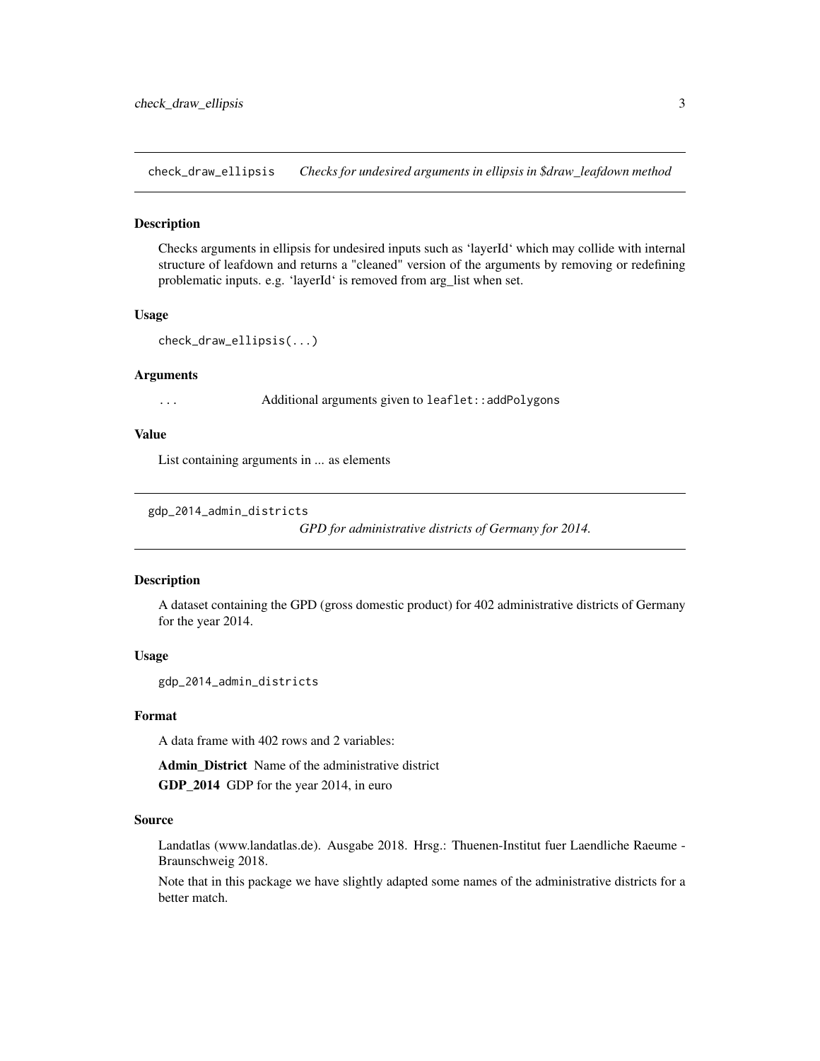## check_draw_ellipsis *Checks for undesired arguments in ellipsis in $draw_leafdown method*

### Description

Checks arguments in ellipsis for undesired inputs such as 'layerId' which may collide with internal structure of leafdown and returns a "cleaned" version of the arguments by removing or redefining problematic inputs. e.g. 'layerId' is removed from arg_list when set.

### Usage

```
check_draw_ellipsis(...)
```

### Arguments

`...` Additional arguments given to `leaflet::addPolygons`

### Value

List containing arguments in ... as elements

## gdp_2014_admin_districts *GPD for administrative districts of Germany for 2014.*

### Description

A dataset containing the GPD (gross domestic product) for 402 administrative districts of Germany for the year 2014.

### Usage

```
gdp_2014_admin_districts
```

### Format

A data frame with 402 rows and 2 variables:

**Admin_District** Name of the administrative district

**GDP_2014** GDP for the year 2014, in euro

### Source

Landatlas (www.landatlas.de). Ausgabe 2018. Hrsg.: Thuenen-Institut fuer Laendliche Raeume - Braunschweig 2018.

Note that in this package we have slightly adapted some names of the administrative districts for a better match.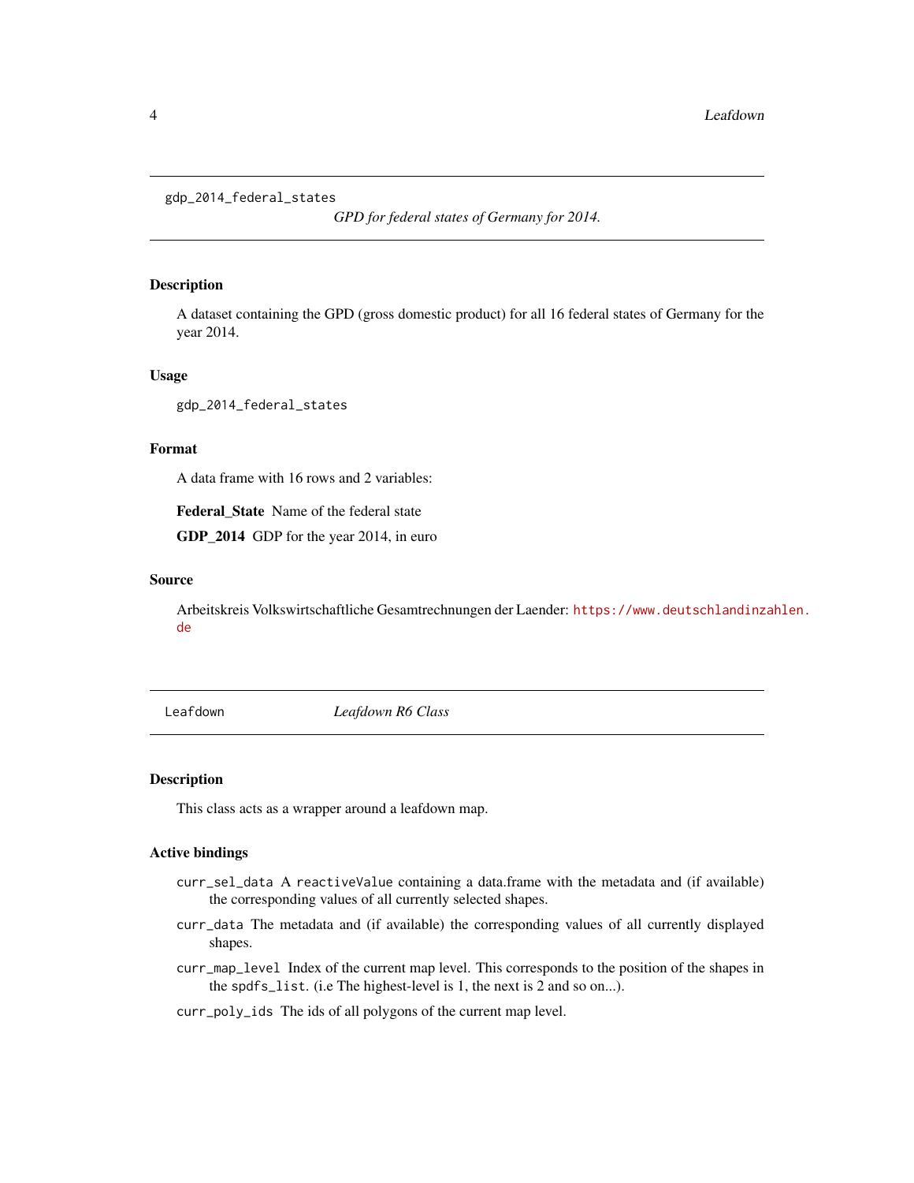## gdp_2014_federal_states

*GPD for federal states of Germany for 2014.*

### Description

A dataset containing the GPD (gross domestic product) for all 16 federal states of Germany for the year 2014.

### Usage

```
gdp_2014_federal_states
```

### Format

A data frame with 16 rows and 2 variables:

**Federal_State** Name of the federal state

**GDP_2014** GDP for the year 2014, in euro

### Source

Arbeitskreis Volkswirtschaftliche Gesamtrechnungen der Laender: https://www.deutschlandinzahlen.de

## Leafdown

*Leafdown R6 Class*

### Description

This class acts as a wrapper around a leafdown map.

### Active bindings

`curr_sel_data` A `reactiveValue` containing a data.frame with the metadata and (if available) the corresponding values of all currently selected shapes.

`curr_data` The metadata and (if available) the corresponding values of all currently displayed shapes.

`curr_map_level` Index of the current map level. This corresponds to the position of the shapes in the `spdfs_list`. (i.e The highest-level is 1, the next is 2 and so on...).

`curr_poly_ids` The ids of all polygons of the current map level.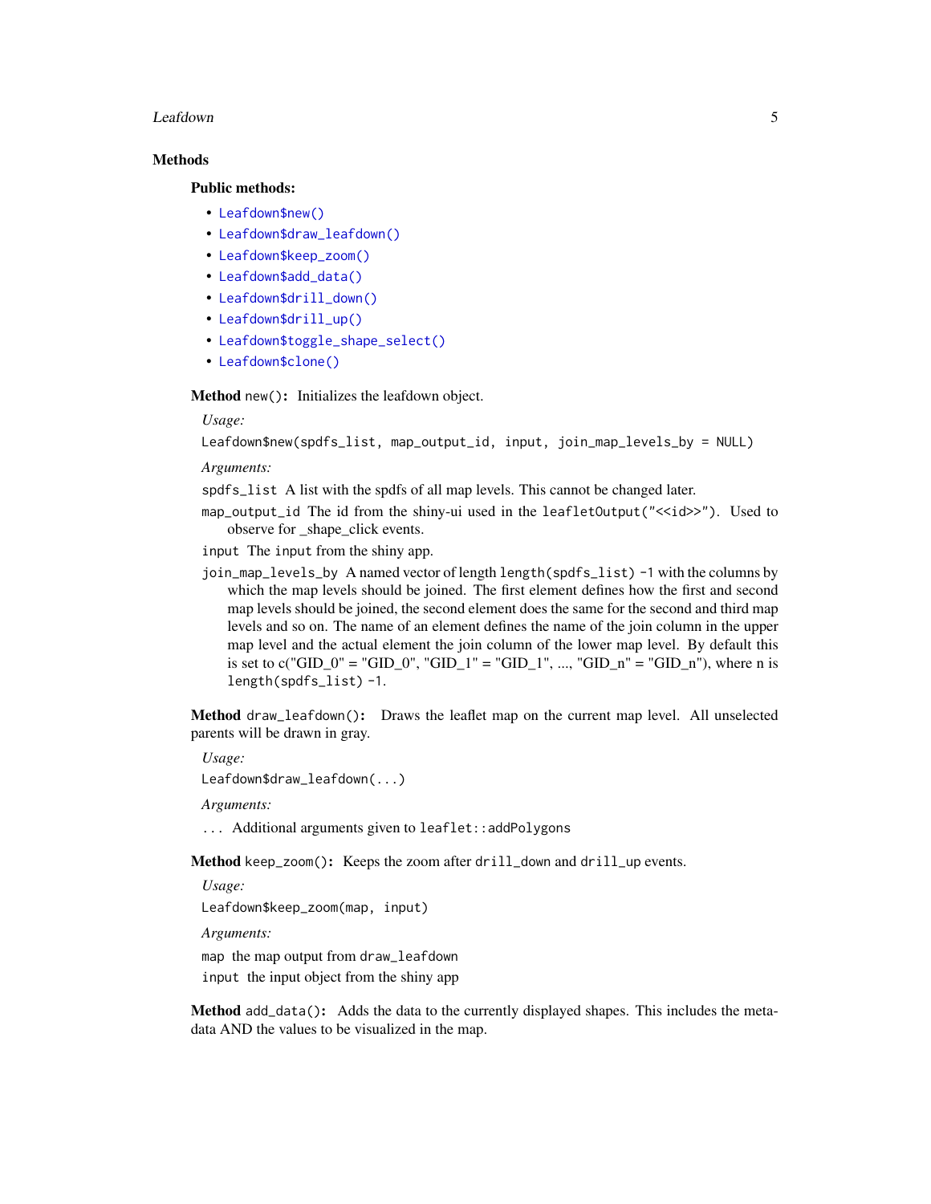## Methods

### Public methods:

- `Leafdown$new()`
- `Leafdown$draw_leafdown()`
- `Leafdown$keep_zoom()`
- `Leafdown$add_data()`
- `Leafdown$drill_down()`
- `Leafdown$drill_up()`
- `Leafdown$toggle_shape_select()`
- `Leafdown$clone()`

**Method** `new()`**:** Initializes the leafdown object.

*Usage:*

```
Leafdown$new(spdfs_list, map_output_id, input, join_map_levels_by = NULL)
```

*Arguments:*

`spdfs_list` A list with the spdfs of all map levels. This cannot be changed later.

`map_output_id` The id from the shiny-ui used in the `leafletOutput("<<id>>")`. Used to observe for _shape_click events.

`input` The `input` from the shiny app.

`join_map_levels_by` A named vector of length `length(spdfs_list) -1` with the columns by which the map levels should be joined. The first element defines how the first and second map levels should be joined, the second element does the same for the second and third map levels and so on. The name of an element defines the name of the join column in the upper map level and the actual element the join column of the lower map level. By default this is set to c("GID_0" = "GID_0", "GID_1" = "GID_1", ..., "GID_n" = "GID_n"), where n is `length(spdfs_list) -1`.

**Method** `draw_leafdown()`**:** Draws the leaflet map on the current map level. All unselected parents will be drawn in gray.

*Usage:*

```
Leafdown$draw_leafdown(...)
```

*Arguments:*

`...` Additional arguments given to `leaflet::addPolygons`

**Method** `keep_zoom()`**:** Keeps the zoom after `drill_down` and `drill_up` events.

*Usage:*

```
Leafdown$keep_zoom(map, input)
```

*Arguments:*

`map` the map output from `draw_leafdown`

`input` the input object from the shiny app

**Method** `add_data()`**:** Adds the data to the currently displayed shapes. This includes the meta-data AND the values to be visualized in the map.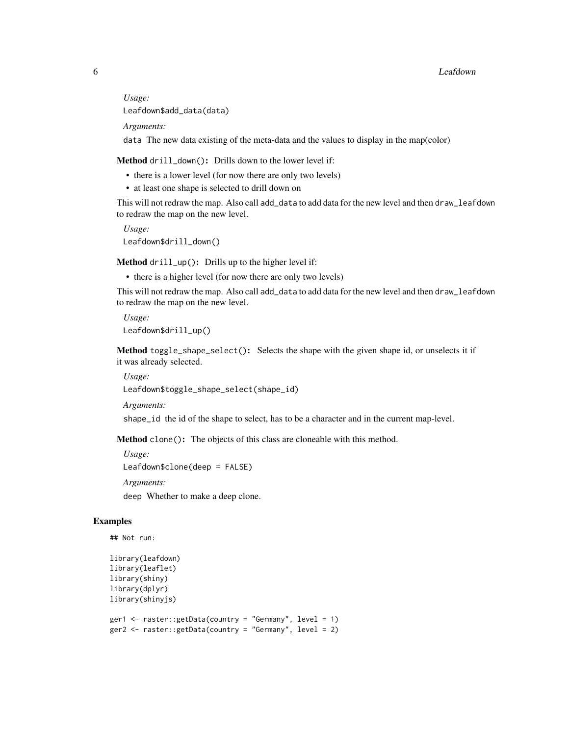*Usage:*

```
Leafdown$add_data(data)
```

*Arguments:*

`data` The new data existing of the meta-data and the values to display in the map(color)

**Method** `drill_down()`**:** Drills down to the lower level if:

- there is a lower level (for now there are only two levels)
- at least one shape is selected to drill down on

This will not redraw the map. Also call `add_data` to add data for the new level and then `draw_leafdown` to redraw the map on the new level.

*Usage:*

```
Leafdown$drill_down()
```

**Method** `drill_up()`**:** Drills up to the higher level if:

- there is a higher level (for now there are only two levels)

This will not redraw the map. Also call `add_data` to add data for the new level and then `draw_leafdown` to redraw the map on the new level.

*Usage:*

```
Leafdown$drill_up()
```

**Method** `toggle_shape_select()`**:** Selects the shape with the given shape id, or unselects it if it was already selected.

*Usage:*

```
Leafdown$toggle_shape_select(shape_id)
```

*Arguments:*

`shape_id` the id of the shape to select, has to be a character and in the current map-level.

**Method** `clone()`**:** The objects of this class are cloneable with this method.

*Usage:*

```
Leafdown$clone(deep = FALSE)
```

*Arguments:*

`deep` Whether to make a deep clone.

## Examples

```
## Not run:

library(leafdown)
library(leaflet)
library(shiny)
library(dplyr)
library(shinyjs)

ger1 <- raster::getData(country = "Germany", level = 1)
ger2 <- raster::getData(country = "Germany", level = 2)
```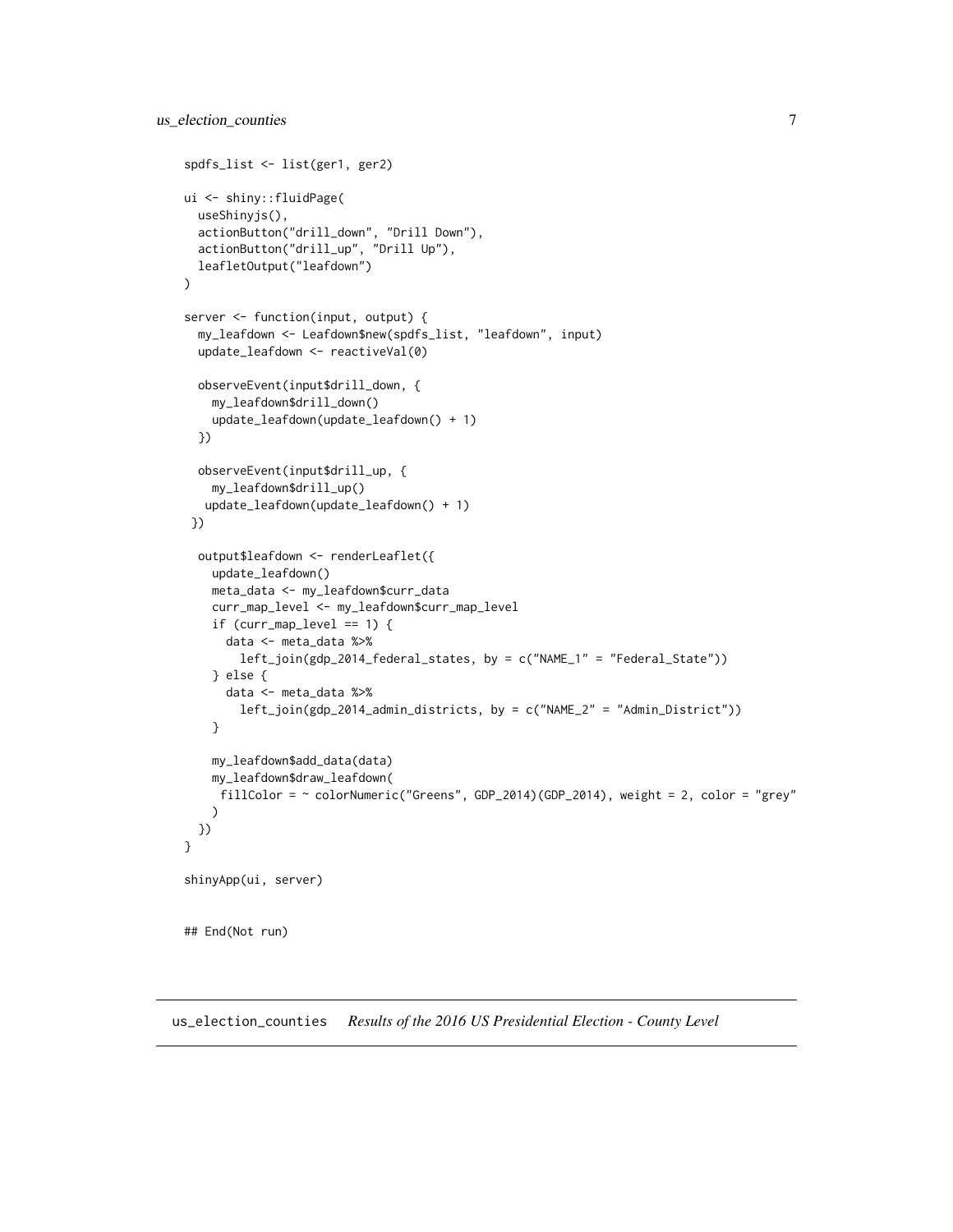```
spdfs_list <- list(ger1, ger2)

ui <- shiny::fluidPage(
  useShinyjs(),
  actionButton("drill_down", "Drill Down"),
  actionButton("drill_up", "Drill Up"),
  leafletOutput("leafdown")
)

server <- function(input, output) {
  my_leafdown <- Leafdown$new(spdfs_list, "leafdown", input)
  update_leafdown <- reactiveVal(0)

  observeEvent(input$drill_down, {
    my_leafdown$drill_down()
    update_leafdown(update_leafdown() + 1)
  })

  observeEvent(input$drill_up, {
    my_leafdown$drill_up()
   update_leafdown(update_leafdown() + 1)
 })

  output$leafdown <- renderLeaflet({
    update_leafdown()
    meta_data <- my_leafdown$curr_data
    curr_map_level <- my_leafdown$curr_map_level
    if (curr_map_level == 1) {
      data <- meta_data %>%
        left_join(gdp_2014_federal_states, by = c("NAME_1" = "Federal_State"))
    } else {
      data <- meta_data %>%
        left_join(gdp_2014_admin_districts, by = c("NAME_2" = "Admin_District"))
    }

    my_leafdown$add_data(data)
    my_leafdown$draw_leafdown(
     fillColor = ~ colorNumeric("Greens", GDP_2014)(GDP_2014), weight = 2, color = "grey"
    )
  })
}

shinyApp(ui, server)


## End(Not run)
```

## us_election_counties    *Results of the 2016 US Presidential Election - County Level*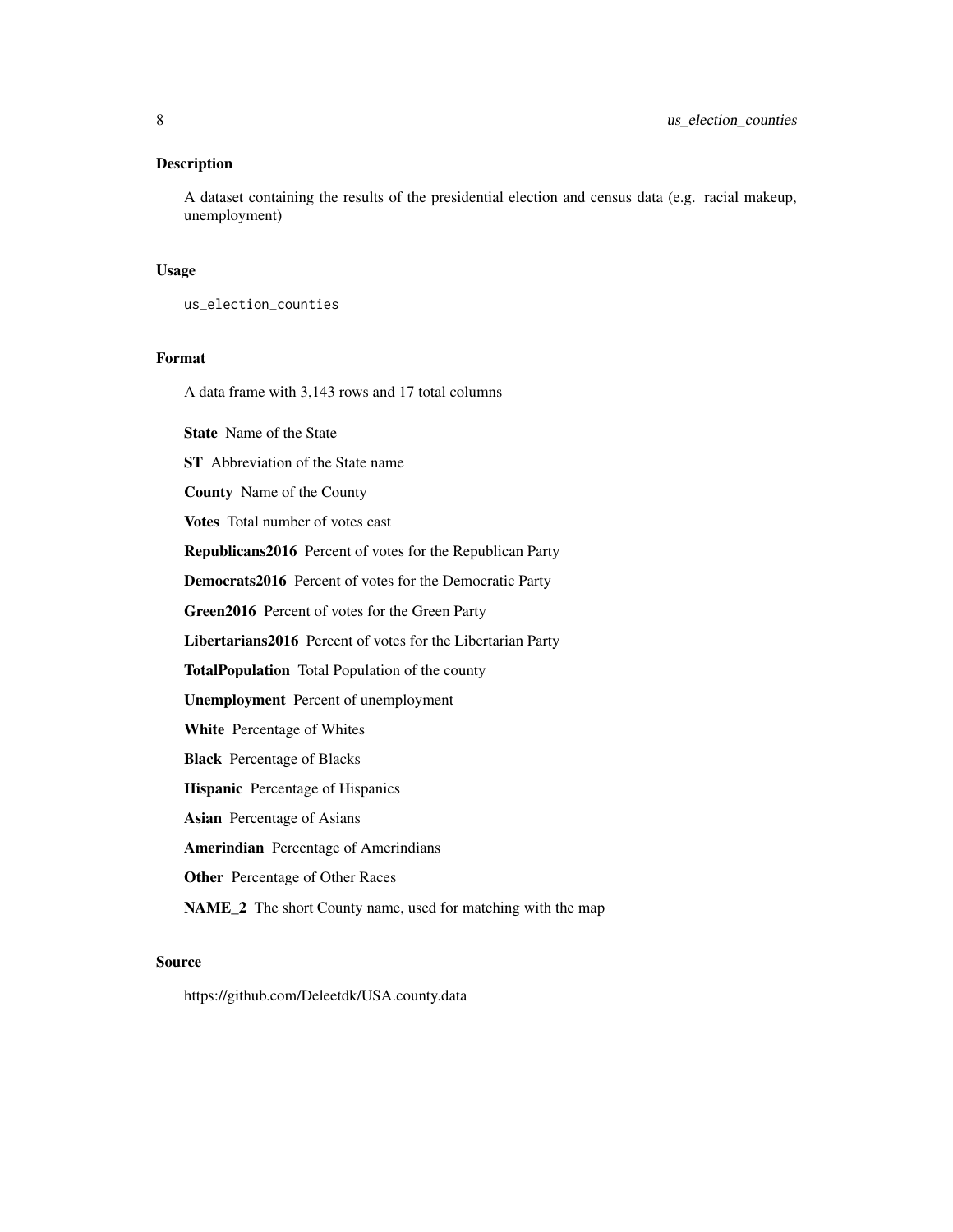## Description

A dataset containing the results of the presidential election and census data (e.g. racial makeup, unemployment)

## Usage

```
us_election_counties
```

## Format

A data frame with 3,143 rows and 17 total columns

**State** Name of the State

**ST** Abbreviation of the State name

**County** Name of the County

**Votes** Total number of votes cast

**Republicans2016** Percent of votes for the Republican Party

**Democrats2016** Percent of votes for the Democratic Party

**Green2016** Percent of votes for the Green Party

**Libertarians2016** Percent of votes for the Libertarian Party

**TotalPopulation** Total Population of the county

**Unemployment** Percent of unemployment

**White** Percentage of Whites

**Black** Percentage of Blacks

**Hispanic** Percentage of Hispanics

**Asian** Percentage of Asians

**Amerindian** Percentage of Amerindians

**Other** Percentage of Other Races

**NAME_2** The short County name, used for matching with the map

## Source

https://github.com/Deleetdk/USA.county.data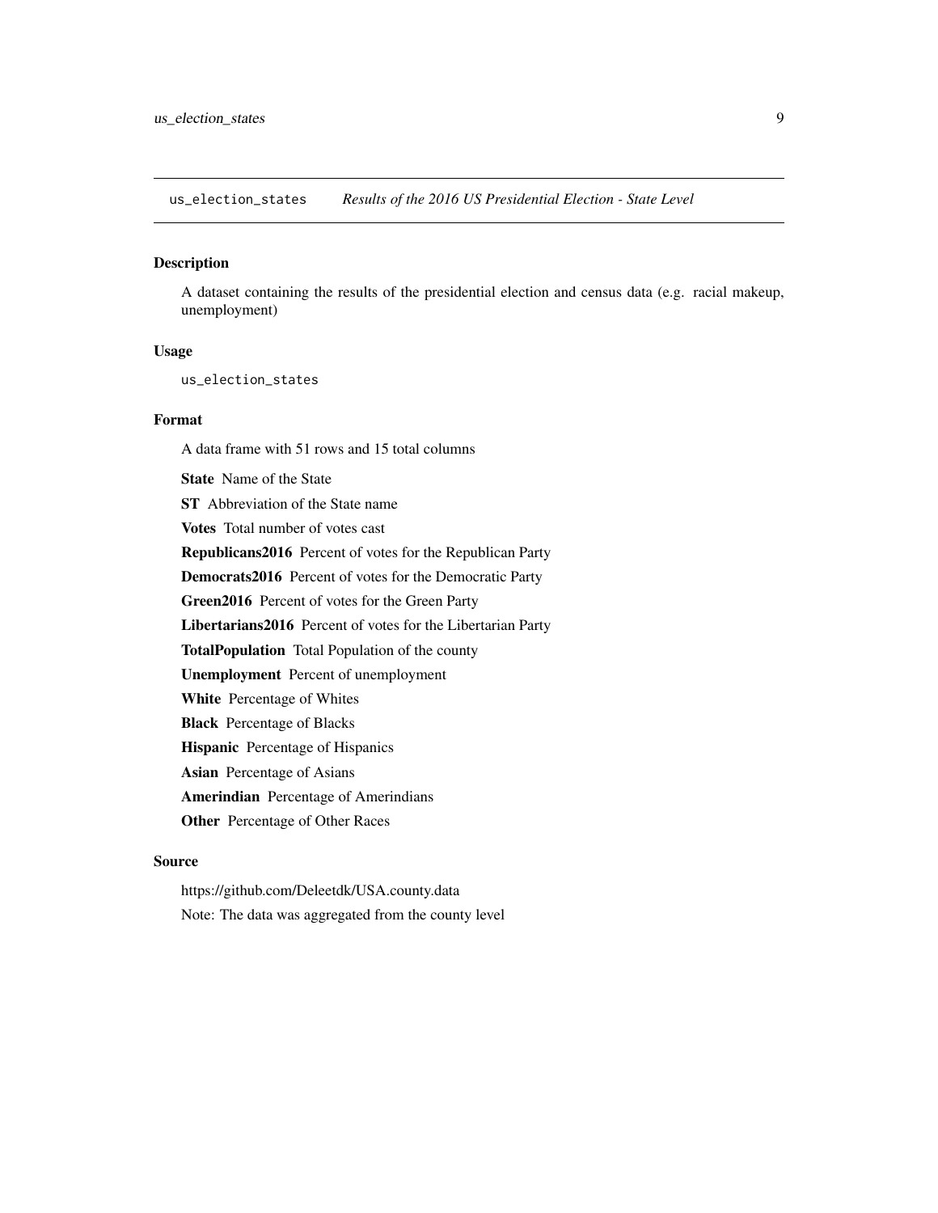## us_election_states *Results of the 2016 US Presidential Election - State Level*

### Description

A dataset containing the results of the presidential election and census data (e.g. racial makeup, unemployment)

### Usage

```
us_election_states
```

### Format

A data frame with 51 rows and 15 total columns

**State** Name of the State

**ST** Abbreviation of the State name

**Votes** Total number of votes cast

**Republicans2016** Percent of votes for the Republican Party

**Democrats2016** Percent of votes for the Democratic Party

**Green2016** Percent of votes for the Green Party

**Libertarians2016** Percent of votes for the Libertarian Party

**TotalPopulation** Total Population of the county

**Unemployment** Percent of unemployment

**White** Percentage of Whites

**Black** Percentage of Blacks

**Hispanic** Percentage of Hispanics

**Asian** Percentage of Asians

**Amerindian** Percentage of Amerindians

**Other** Percentage of Other Races

### Source

https://github.com/Deleetdk/USA.county.data

Note: The data was aggregated from the county level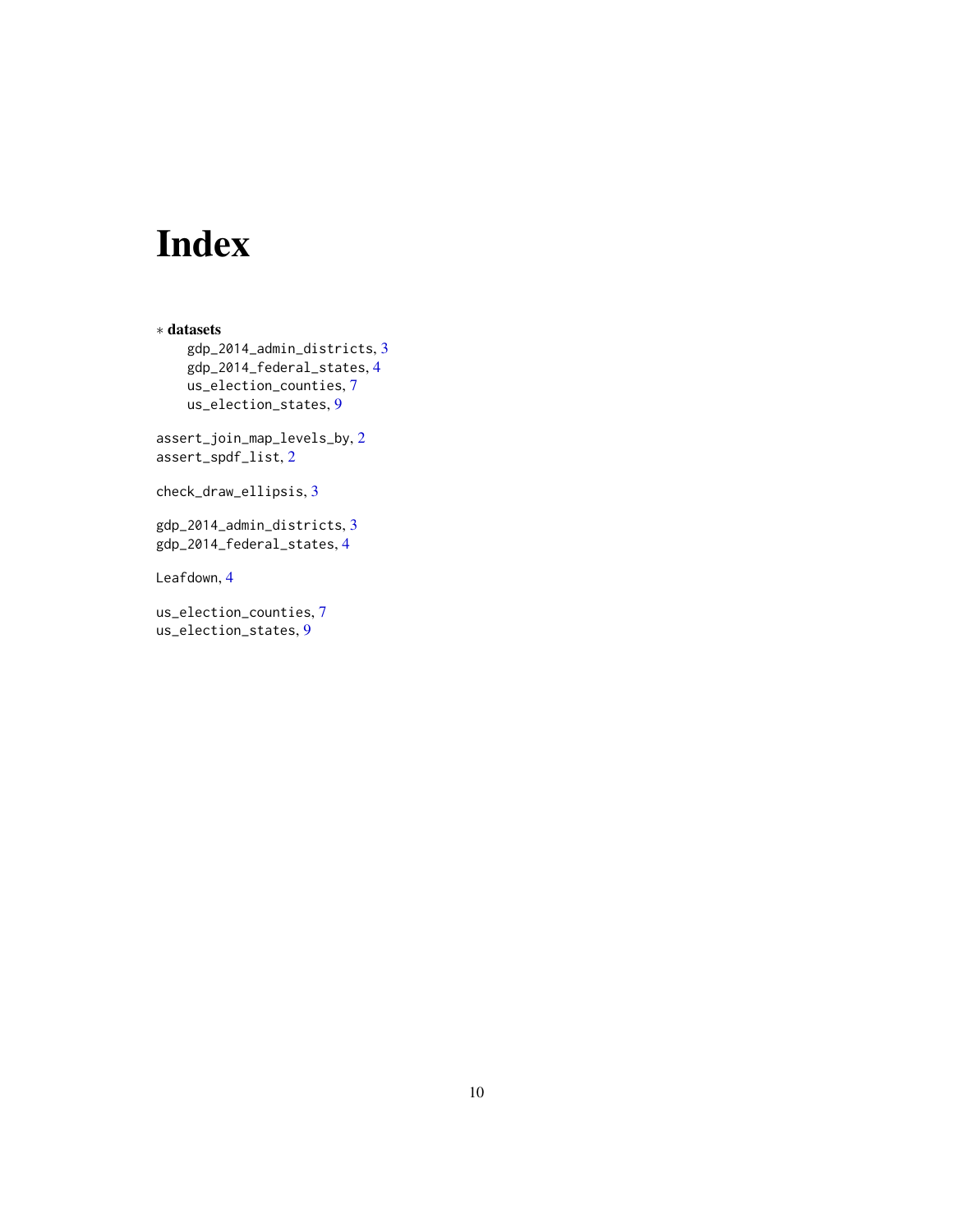# Index

∗ **datasets**

gdp_2014_admin_districts, 3
gdp_2014_federal_states, 4
us_election_counties, 7
us_election_states, 9

assert_join_map_levels_by, 2
assert_spdf_list, 2

check_draw_ellipsis, 3

gdp_2014_admin_districts, 3
gdp_2014_federal_states, 4

Leafdown, 4

us_election_counties, 7
us_election_states, 9